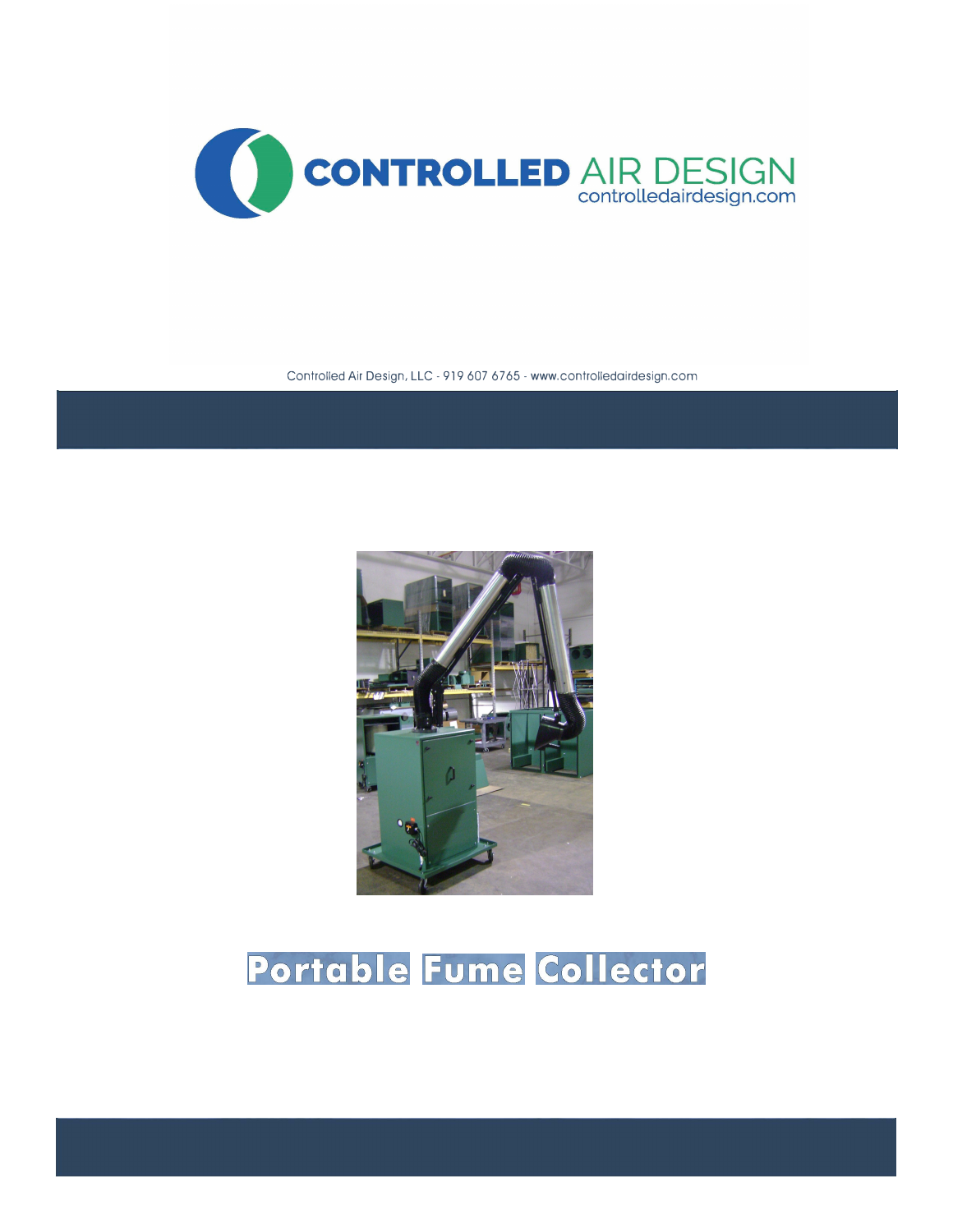CONTROLLED AIR DESIGN
controlledairdesign.com

Controlled Air Design, LLC - 919 607 6765 - www.controlledairdesign.com

# Portable Fume Collector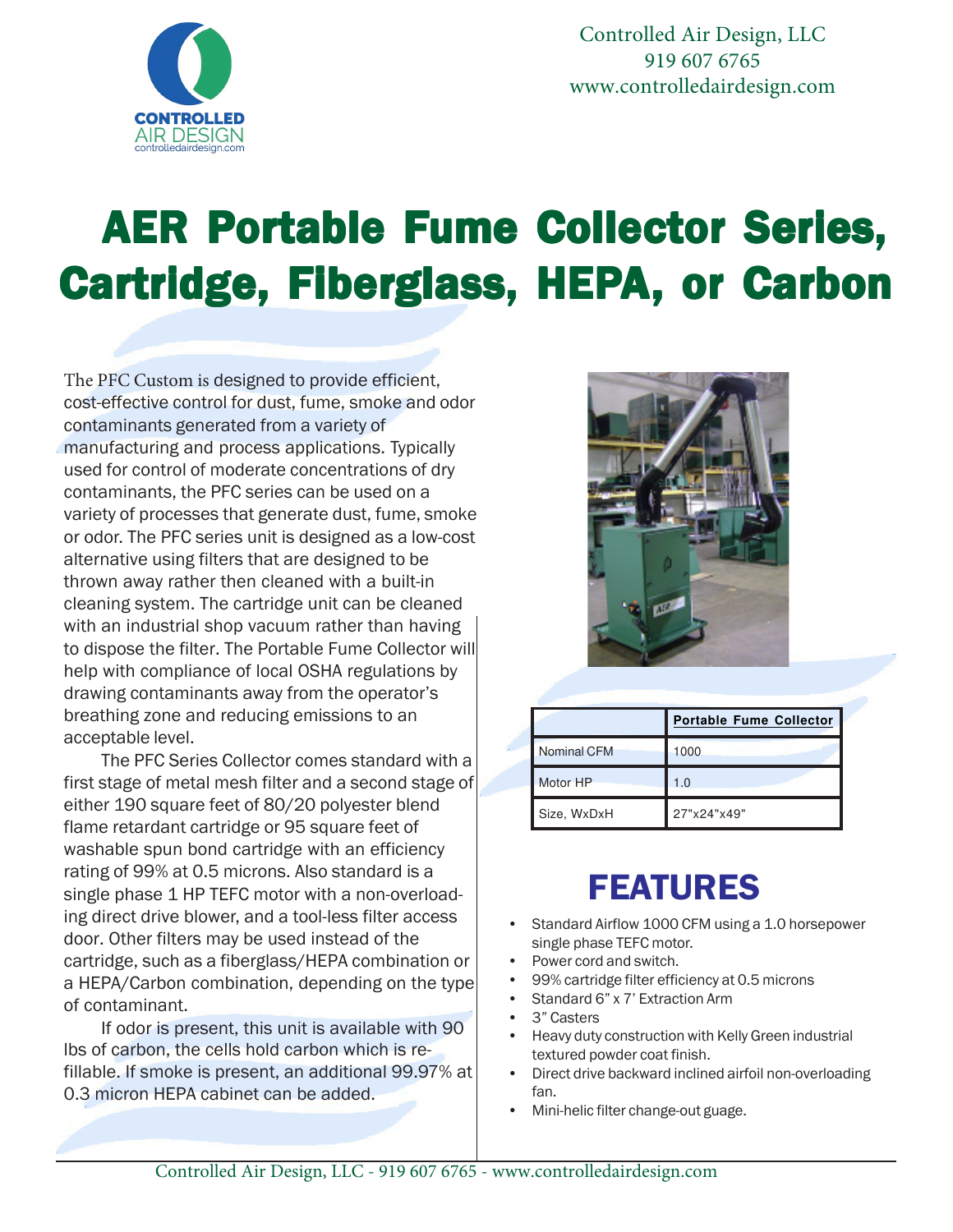Controlled Air Design, LLC
919 607 6765
www.controlledairdesign.com

# AER Portable Fume Collector Series, Cartridge, Fiberglass, HEPA, or Carbon

The PFC Custom is designed to provide efficient, cost-effective control for dust, fume, smoke and odor contaminants generated from a variety of manufacturing and process applications. Typically used for control of moderate concentrations of dry contaminants, the PFC series can be used on a variety of processes that generate dust, fume, smoke or odor. The PFC series unit is designed as a low-cost alternative using filters that are designed to be thrown away rather then cleaned with a built-in cleaning system. The cartridge unit can be cleaned with an industrial shop vacuum rather than having to dispose the filter. The Portable Fume Collector will help with compliance of local OSHA regulations by drawing contaminants away from the operator's breathing zone and reducing emissions to an acceptable level.

The PFC Series Collector comes standard with a first stage of metal mesh filter and a second stage of either 190 square feet of 80/20 polyester blend flame retardant cartridge or 95 square feet of washable spun bond cartridge with an efficiency rating of 99% at 0.5 microns. Also standard is a single phase 1 HP TEFC motor with a non-overloading direct drive blower, and a tool-less filter access door. Other filters may be used instead of the cartridge, such as a fiberglass/HEPA combination or a HEPA/Carbon combination, depending on the type of contaminant.

If odor is present, this unit is available with 90 lbs of carbon, the cells hold carbon which is re-fillable. If smoke is present, an additional 99.97% at 0.3 micron HEPA cabinet can be added.

| | **Portable Fume Collector** |
|---|---|
| Nominal CFM | 1000 |
| Motor HP | 1.0 |
| Size, WxDxH | 27"x24"x49" |

## FEATURES

- Standard Airflow 1000 CFM using a 1.0 horsepower single phase TEFC motor.
- Power cord and switch.
- 99% cartridge filter efficiency at 0.5 microns
- Standard 6" x 7' Extraction Arm
- 3" Casters
- Heavy duty construction with Kelly Green industrial textured powder coat finish.
- Direct drive backward inclined airfoil non-overloading fan.
- Mini-helic filter change-out guage.